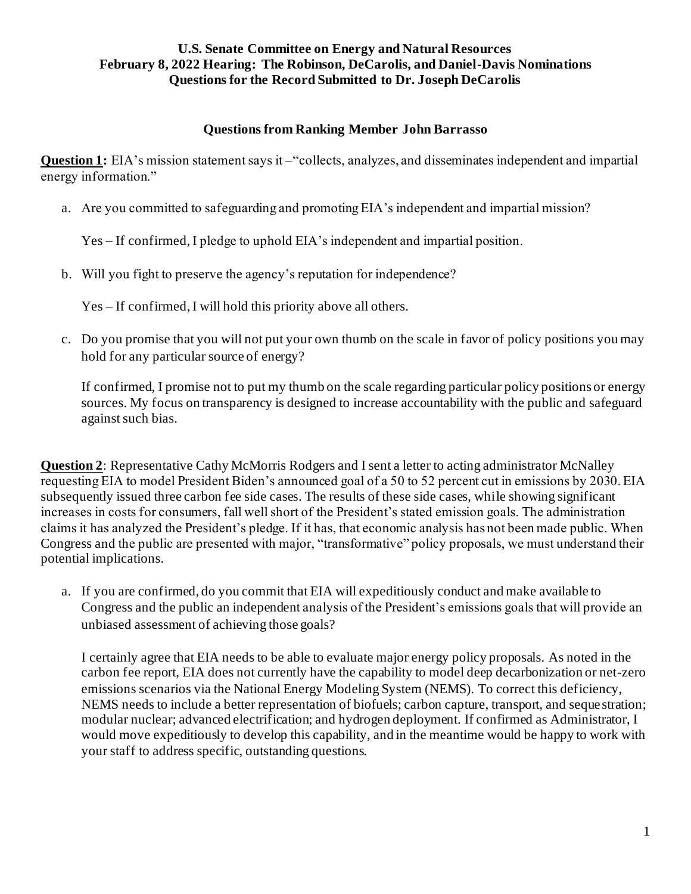**U.S. Senate Committee on Energy and Natural Resources**
**February 8, 2022 Hearing: The Robinson, DeCarolis, and Daniel-Davis Nominations**
**Questions for the Record Submitted to Dr. Joseph DeCarolis**

**Questions from Ranking Member John Barrasso**

**Question 1:** EIA's mission statement says it –"collects, analyzes, and disseminates independent and impartial energy information."

a. Are you committed to safeguarding and promoting EIA's independent and impartial mission?

   Yes – If confirmed, I pledge to uphold EIA's independent and impartial position.

b. Will you fight to preserve the agency's reputation for independence?

   Yes – If confirmed, I will hold this priority above all others.

c. Do you promise that you will not put your own thumb on the scale in favor of policy positions you may hold for any particular source of energy?

   If confirmed, I promise not to put my thumb on the scale regarding particular policy positions or energy sources. My focus on transparency is designed to increase accountability with the public and safeguard against such bias.

**Question 2**: Representative Cathy McMorris Rodgers and I sent a letter to acting administrator McNalley requesting EIA to model President Biden's announced goal of a 50 to 52 percent cut in emissions by 2030. EIA subsequently issued three carbon fee side cases. The results of these side cases, while showing significant increases in costs for consumers, fall well short of the President's stated emission goals. The administration claims it has analyzed the President's pledge. If it has, that economic analysis has not been made public. When Congress and the public are presented with major, "transformative" policy proposals, we must understand their potential implications.

a. If you are confirmed, do you commit that EIA will expeditiously conduct and make available to Congress and the public an independent analysis of the President's emissions goals that will provide an unbiased assessment of achieving those goals?

   I certainly agree that EIA needs to be able to evaluate major energy policy proposals. As noted in the carbon fee report, EIA does not currently have the capability to model deep decarbonization or net-zero emissions scenarios via the National Energy Modeling System (NEMS). To correct this deficiency, NEMS needs to include a better representation of biofuels; carbon capture, transport, and sequestration; modular nuclear; advanced electrification; and hydrogen deployment. If confirmed as Administrator, I would move expeditiously to develop this capability, and in the meantime would be happy to work with your staff to address specific, outstanding questions.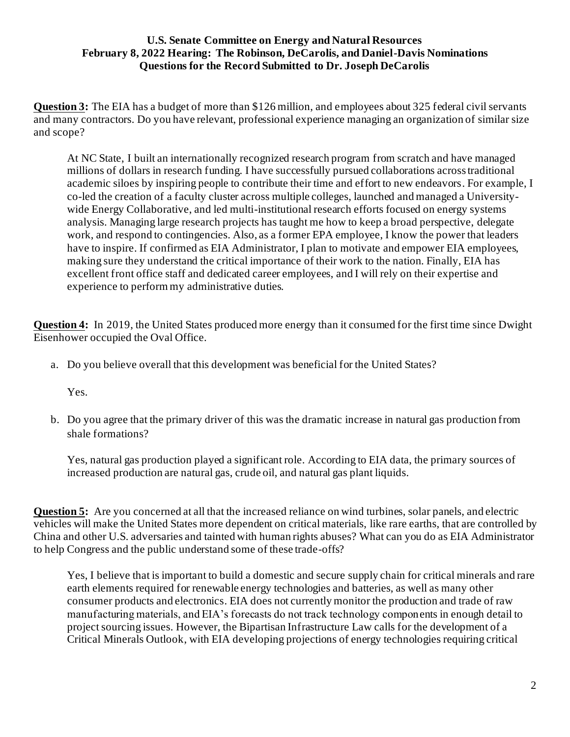**U.S. Senate Committee on Energy and Natural Resources**
**February 8, 2022 Hearing: The Robinson, DeCarolis, and Daniel-Davis Nominations**
**Questions for the Record Submitted to Dr. Joseph DeCarolis**

**Question 3:** The EIA has a budget of more than $126 million, and employees about 325 federal civil servants and many contractors. Do you have relevant, professional experience managing an organization of similar size and scope?

> At NC State, I built an internationally recognized research program from scratch and have managed millions of dollars in research funding. I have successfully pursued collaborations across traditional academic siloes by inspiring people to contribute their time and effort to new endeavors. For example, I co-led the creation of a faculty cluster across multiple colleges, launched and managed a University-wide Energy Collaborative, and led multi-institutional research efforts focused on energy systems analysis. Managing large research projects has taught me how to keep a broad perspective, delegate work, and respond to contingencies. Also, as a former EPA employee, I know the power that leaders have to inspire. If confirmed as EIA Administrator, I plan to motivate and empower EIA employees, making sure they understand the critical importance of their work to the nation. Finally, EIA has excellent front office staff and dedicated career employees, and I will rely on their expertise and experience to perform my administrative duties.

**Question 4:** In 2019, the United States produced more energy than it consumed for the first time since Dwight Eisenhower occupied the Oval Office.

a. Do you believe overall that this development was beneficial for the United States?

   Yes.

b. Do you agree that the primary driver of this was the dramatic increase in natural gas production from shale formations?

   Yes, natural gas production played a significant role. According to EIA data, the primary sources of increased production are natural gas, crude oil, and natural gas plant liquids.

**Question 5:** Are you concerned at all that the increased reliance on wind turbines, solar panels, and electric vehicles will make the United States more dependent on critical materials, like rare earths, that are controlled by China and other U.S. adversaries and tainted with human rights abuses? What can you do as EIA Administrator to help Congress and the public understand some of these trade-offs?

> Yes, I believe that is important to build a domestic and secure supply chain for critical minerals and rare earth elements required for renewable energy technologies and batteries, as well as many other consumer products and electronics. EIA does not currently monitor the production and trade of raw manufacturing materials, and EIA's forecasts do not track technology components in enough detail to project sourcing issues. However, the Bipartisan Infrastructure Law calls for the development of a Critical Minerals Outlook, with EIA developing projections of energy technologies requiring critical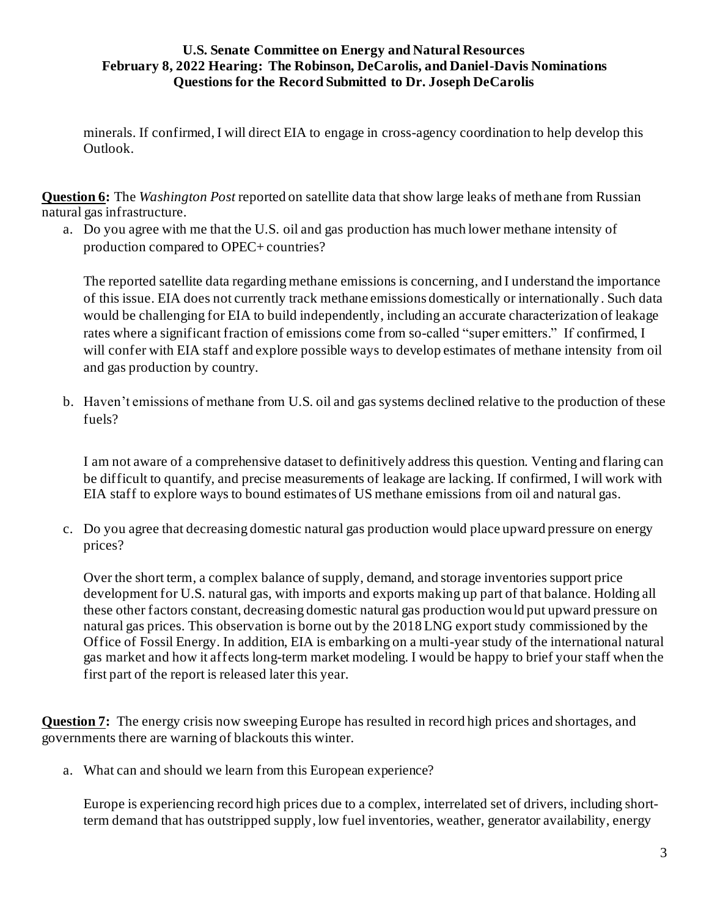minerals. If confirmed, I will direct EIA to engage in cross-agency coordination to help develop this Outlook.

**Question 6:** The *Washington Post* reported on satellite data that show large leaks of methane from Russian natural gas infrastructure.

a. Do you agree with me that the U.S. oil and gas production has much lower methane intensity of production compared to OPEC+ countries?

   The reported satellite data regarding methane emissions is concerning, and I understand the importance of this issue. EIA does not currently track methane emissions domestically or internationally. Such data would be challenging for EIA to build independently, including an accurate characterization of leakage rates where a significant fraction of emissions come from so-called "super emitters." If confirmed, I will confer with EIA staff and explore possible ways to develop estimates of methane intensity from oil and gas production by country.

b. Haven't emissions of methane from U.S. oil and gas systems declined relative to the production of these fuels?

   I am not aware of a comprehensive dataset to definitively address this question. Venting and flaring can be difficult to quantify, and precise measurements of leakage are lacking. If confirmed, I will work with EIA staff to explore ways to bound estimates of US methane emissions from oil and natural gas.

c. Do you agree that decreasing domestic natural gas production would place upward pressure on energy prices?

   Over the short term, a complex balance of supply, demand, and storage inventories support price development for U.S. natural gas, with imports and exports making up part of that balance. Holding all these other factors constant, decreasing domestic natural gas production would put upward pressure on natural gas prices. This observation is borne out by the 2018 LNG export study commissioned by the Office of Fossil Energy. In addition, EIA is embarking on a multi-year study of the international natural gas market and how it affects long-term market modeling. I would be happy to brief your staff when the first part of the report is released later this year.

**Question 7:** The energy crisis now sweeping Europe has resulted in record high prices and shortages, and governments there are warning of blackouts this winter.

a. What can and should we learn from this European experience?

   Europe is experiencing record high prices due to a complex, interrelated set of drivers, including short-term demand that has outstripped supply, low fuel inventories, weather, generator availability, energy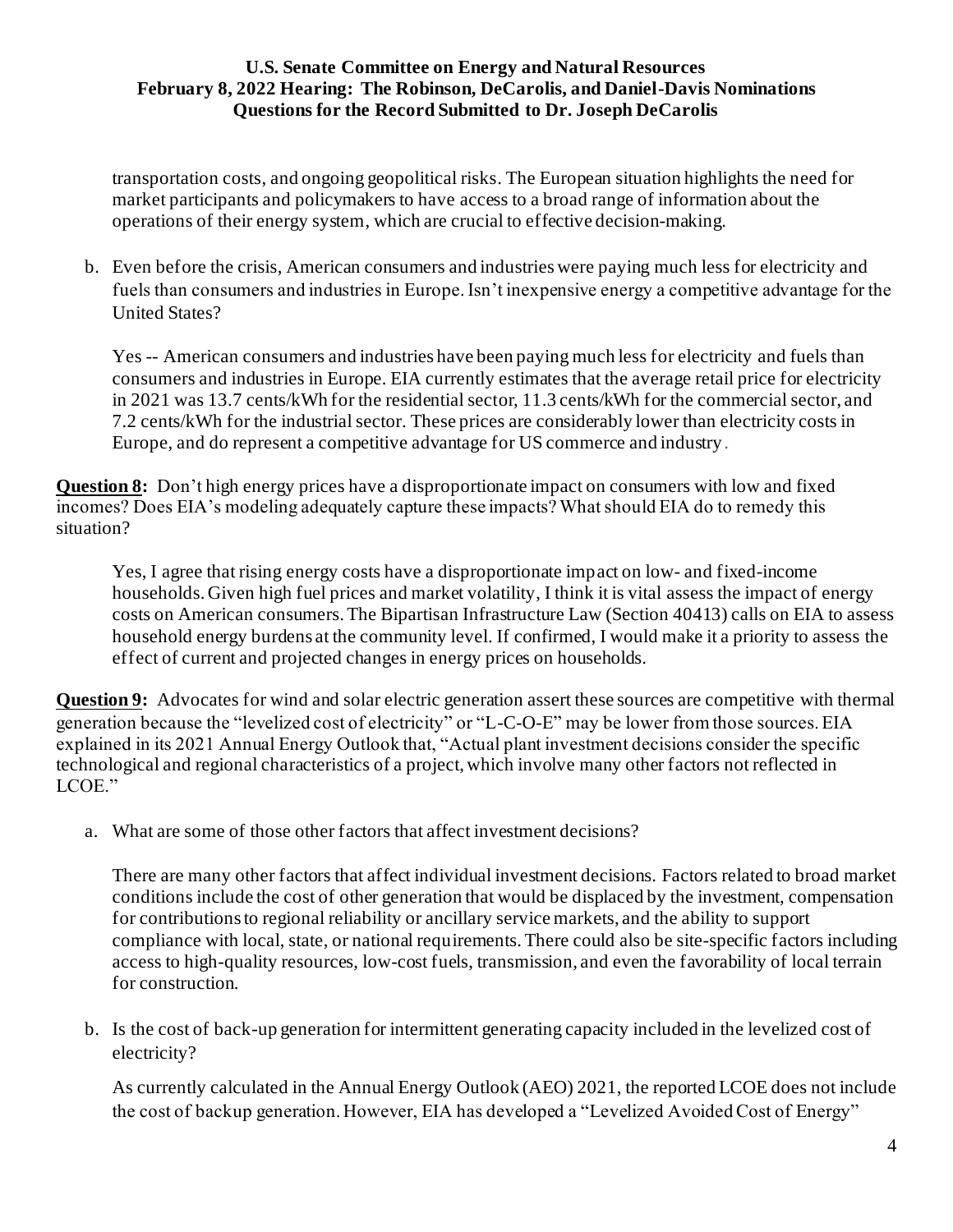transportation costs, and ongoing geopolitical risks. The European situation highlights the need for market participants and policymakers to have access to a broad range of information about the operations of their energy system, which are crucial to effective decision-making.

b. Even before the crisis, American consumers and industries were paying much less for electricity and fuels than consumers and industries in Europe. Isn't inexpensive energy a competitive advantage for the United States?

   Yes -- American consumers and industries have been paying much less for electricity and fuels than consumers and industries in Europe. EIA currently estimates that the average retail price for electricity in 2021 was 13.7 cents/kWh for the residential sector, 11.3 cents/kWh for the commercial sector, and 7.2 cents/kWh for the industrial sector. These prices are considerably lower than electricity costs in Europe, and do represent a competitive advantage for US commerce and industry.

**Question 8:** Don't high energy prices have a disproportionate impact on consumers with low and fixed incomes? Does EIA's modeling adequately capture these impacts? What should EIA do to remedy this situation?

Yes, I agree that rising energy costs have a disproportionate impact on low- and fixed-income households. Given high fuel prices and market volatility, I think it is vital assess the impact of energy costs on American consumers. The Bipartisan Infrastructure Law (Section 40413) calls on EIA to assess household energy burdens at the community level. If confirmed, I would make it a priority to assess the effect of current and projected changes in energy prices on households.

**Question 9:** Advocates for wind and solar electric generation assert these sources are competitive with thermal generation because the "levelized cost of electricity" or "L-C-O-E" may be lower from those sources. EIA explained in its 2021 Annual Energy Outlook that, "Actual plant investment decisions consider the specific technological and regional characteristics of a project, which involve many other factors not reflected in LCOE."

a. What are some of those other factors that affect investment decisions?

   There are many other factors that affect individual investment decisions. Factors related to broad market conditions include the cost of other generation that would be displaced by the investment, compensation for contributions to regional reliability or ancillary service markets, and the ability to support compliance with local, state, or national requirements. There could also be site-specific factors including access to high-quality resources, low-cost fuels, transmission, and even the favorability of local terrain for construction.

b. Is the cost of back-up generation for intermittent generating capacity included in the levelized cost of electricity?

   As currently calculated in the Annual Energy Outlook (AEO) 2021, the reported LCOE does not include the cost of backup generation. However, EIA has developed a "Levelized Avoided Cost of Energy"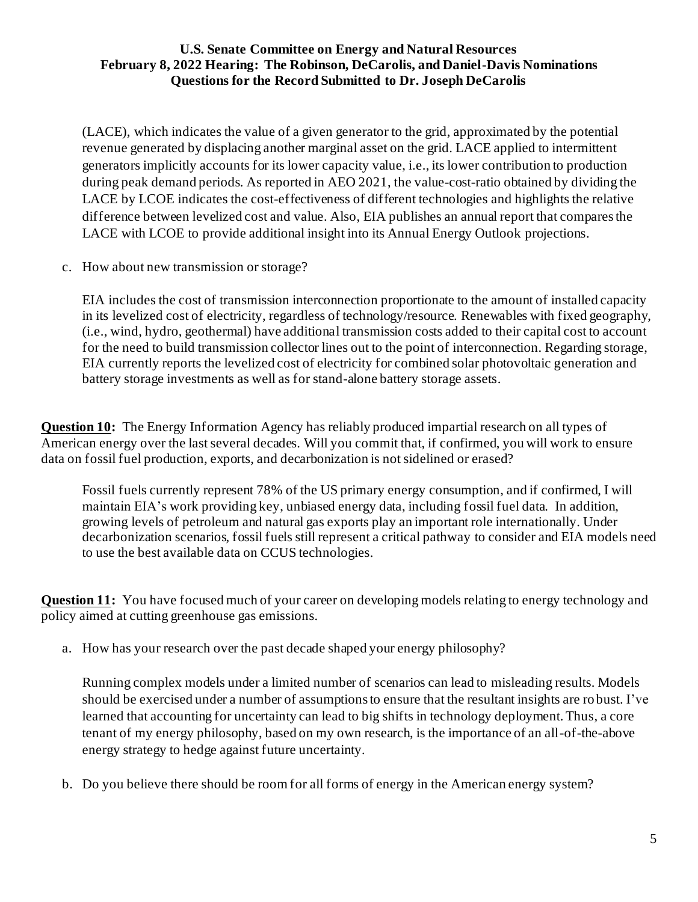(LACE), which indicates the value of a given generator to the grid, approximated by the potential revenue generated by displacing another marginal asset on the grid. LACE applied to intermittent generators implicitly accounts for its lower capacity value, i.e., its lower contribution to production during peak demand periods. As reported in AEO 2021, the value-cost-ratio obtained by dividing the LACE by LCOE indicates the cost-effectiveness of different technologies and highlights the relative difference between levelized cost and value. Also, EIA publishes an annual report that compares the LACE with LCOE to provide additional insight into its Annual Energy Outlook projections.

c. How about new transmission or storage?

EIA includes the cost of transmission interconnection proportionate to the amount of installed capacity in its levelized cost of electricity, regardless of technology/resource. Renewables with fixed geography, (i.e., wind, hydro, geothermal) have additional transmission costs added to their capital cost to account for the need to build transmission collector lines out to the point of interconnection. Regarding storage, EIA currently reports the levelized cost of electricity for combined solar photovoltaic generation and battery storage investments as well as for stand-alone battery storage assets.

**Question 10:** The Energy Information Agency has reliably produced impartial research on all types of American energy over the last several decades. Will you commit that, if confirmed, you will work to ensure data on fossil fuel production, exports, and decarbonization is not sidelined or erased?

Fossil fuels currently represent 78% of the US primary energy consumption, and if confirmed, I will maintain EIA's work providing key, unbiased energy data, including fossil fuel data. In addition, growing levels of petroleum and natural gas exports play an important role internationally. Under decarbonization scenarios, fossil fuels still represent a critical pathway to consider and EIA models need to use the best available data on CCUS technologies.

**Question 11:** You have focused much of your career on developing models relating to energy technology and policy aimed at cutting greenhouse gas emissions.

a. How has your research over the past decade shaped your energy philosophy?

Running complex models under a limited number of scenarios can lead to misleading results. Models should be exercised under a number of assumptions to ensure that the resultant insights are robust. I've learned that accounting for uncertainty can lead to big shifts in technology deployment. Thus, a core tenant of my energy philosophy, based on my own research, is the importance of an all-of-the-above energy strategy to hedge against future uncertainty.

b. Do you believe there should be room for all forms of energy in the American energy system?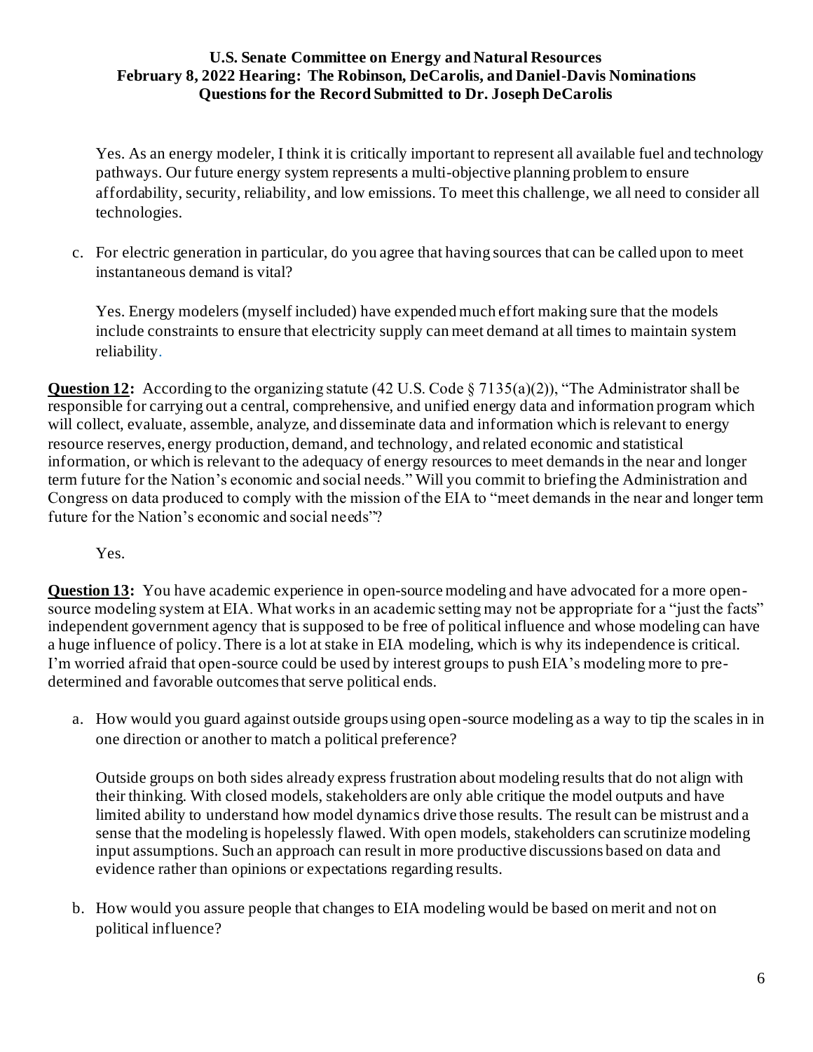Yes. As an energy modeler, I think it is critically important to represent all available fuel and technology pathways. Our future energy system represents a multi-objective planning problem to ensure affordability, security, reliability, and low emissions. To meet this challenge, we all need to consider all technologies.

c. For electric generation in particular, do you agree that having sources that can be called upon to meet instantaneous demand is vital?

Yes. Energy modelers (myself included) have expended much effort making sure that the models include constraints to ensure that electricity supply can meet demand at all times to maintain system reliability.

**Question 12:** According to the organizing statute (42 U.S. Code § 7135(a)(2)), "The Administrator shall be responsible for carrying out a central, comprehensive, and unified energy data and information program which will collect, evaluate, assemble, analyze, and disseminate data and information which is relevant to energy resource reserves, energy production, demand, and technology, and related economic and statistical information, or which is relevant to the adequacy of energy resources to meet demands in the near and longer term future for the Nation's economic and social needs." Will you commit to briefing the Administration and Congress on data produced to comply with the mission of the EIA to "meet demands in the near and longer term future for the Nation's economic and social needs"?

Yes.

**Question 13:** You have academic experience in open-source modeling and have advocated for a more open-source modeling system at EIA. What works in an academic setting may not be appropriate for a "just the facts" independent government agency that is supposed to be free of political influence and whose modeling can have a huge influence of policy. There is a lot at stake in EIA modeling, which is why its independence is critical. I'm worried afraid that open-source could be used by interest groups to push EIA's modeling more to pre-determined and favorable outcomes that serve political ends.

a. How would you guard against outside groups using open-source modeling as a way to tip the scales in in one direction or another to match a political preference?

Outside groups on both sides already express frustration about modeling results that do not align with their thinking. With closed models, stakeholders are only able critique the model outputs and have limited ability to understand how model dynamics drive those results. The result can be mistrust and a sense that the modeling is hopelessly flawed. With open models, stakeholders can scrutinize modeling input assumptions. Such an approach can result in more productive discussions based on data and evidence rather than opinions or expectations regarding results.

b. How would you assure people that changes to EIA modeling would be based on merit and not on political influence?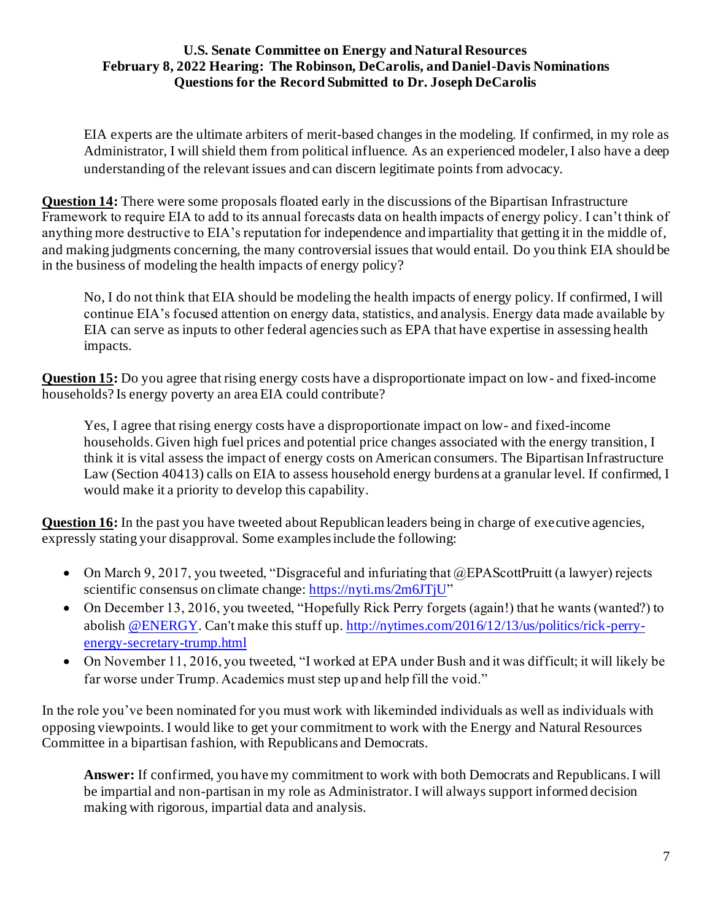EIA experts are the ultimate arbiters of merit-based changes in the modeling. If confirmed, in my role as Administrator, I will shield them from political influence. As an experienced modeler, I also have a deep understanding of the relevant issues and can discern legitimate points from advocacy.

**<u>Question 14</u>:** There were some proposals floated early in the discussions of the Bipartisan Infrastructure Framework to require EIA to add to its annual forecasts data on health impacts of energy policy. I can't think of anything more destructive to EIA's reputation for independence and impartiality that getting it in the middle of, and making judgments concerning, the many controversial issues that would entail. Do you think EIA should be in the business of modeling the health impacts of energy policy?

No, I do not think that EIA should be modeling the health impacts of energy policy. If confirmed, I will continue EIA's focused attention on energy data, statistics, and analysis. Energy data made available by EIA can serve as inputs to other federal agencies such as EPA that have expertise in assessing health impacts.

**<u>Question 15</u>:** Do you agree that rising energy costs have a disproportionate impact on low- and fixed-income households? Is energy poverty an area EIA could contribute?

Yes, I agree that rising energy costs have a disproportionate impact on low- and fixed-income households. Given high fuel prices and potential price changes associated with the energy transition, I think it is vital assess the impact of energy costs on American consumers. The Bipartisan Infrastructure Law (Section 40413) calls on EIA to assess household energy burdens at a granular level. If confirmed, I would make it a priority to develop this capability.

**<u>Question 16</u>:** In the past you have tweeted about Republican leaders being in charge of executive agencies, expressly stating your disapproval. Some examples include the following:

- On March 9, 2017, you tweeted, "Disgraceful and infuriating that @EPAScottPruitt (a lawyer) rejects scientific consensus on climate change: https://nyti.ms/2m6JTjU"
- On December 13, 2016, you tweeted, "Hopefully Rick Perry forgets (again!) that he wants (wanted?) to abolish @ENERGY. Can't make this stuff up. http://nytimes.com/2016/12/13/us/politics/rick-perry-energy-secretary-trump.html
- On November 11, 2016, you tweeted, "I worked at EPA under Bush and it was difficult; it will likely be far worse under Trump. Academics must step up and help fill the void."

In the role you've been nominated for you must work with likeminded individuals as well as individuals with opposing viewpoints. I would like to get your commitment to work with the Energy and Natural Resources Committee in a bipartisan fashion, with Republicans and Democrats.

**Answer:** If confirmed, you have my commitment to work with both Democrats and Republicans. I will be impartial and non-partisan in my role as Administrator. I will always support informed decision making with rigorous, impartial data and analysis.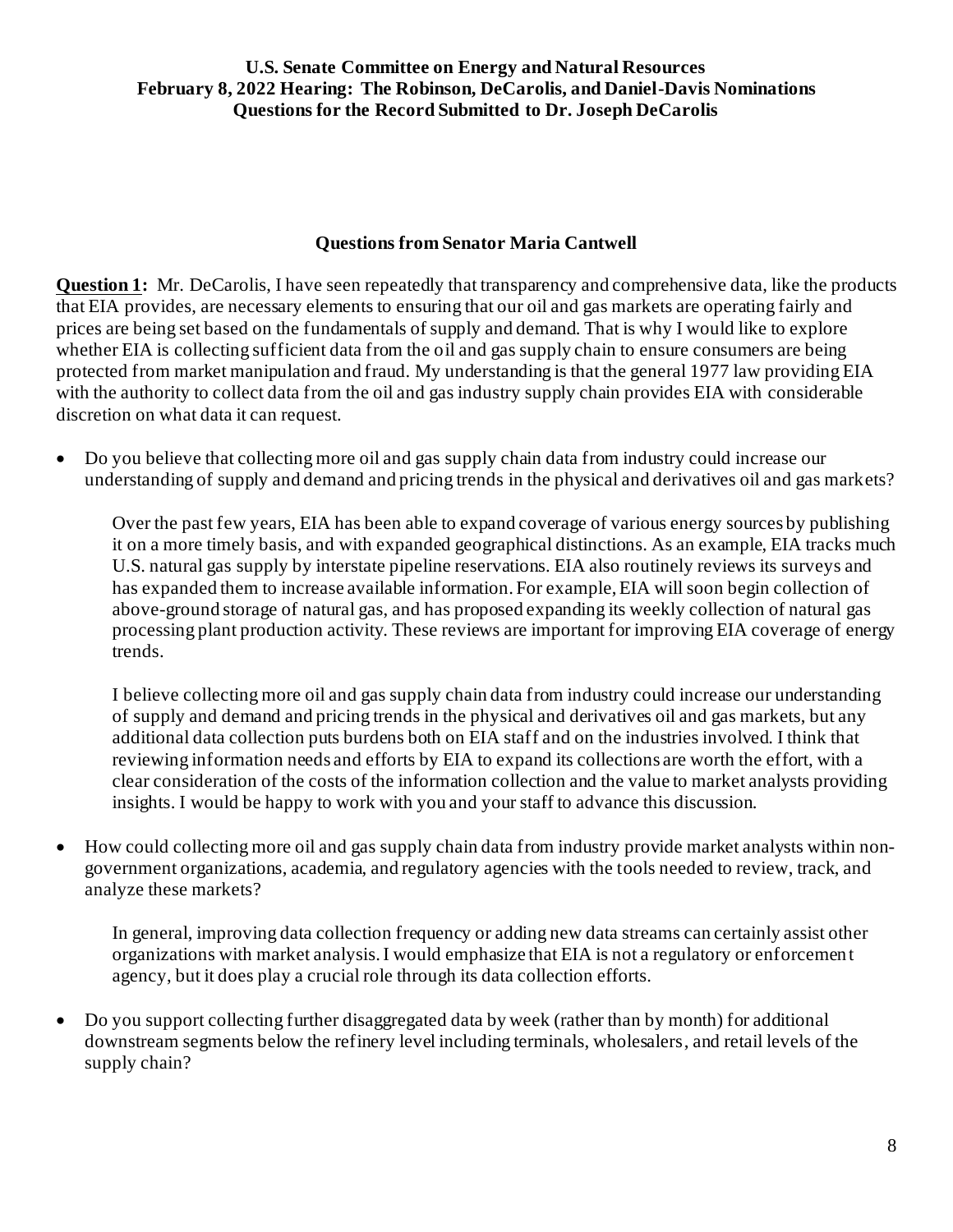**U.S. Senate Committee on Energy and Natural Resources**
**February 8, 2022 Hearing: The Robinson, DeCarolis, and Daniel-Davis Nominations**
**Questions for the Record Submitted to Dr. Joseph DeCarolis**

## Questions from Senator Maria Cantwell

**Question 1:** Mr. DeCarolis, I have seen repeatedly that transparency and comprehensive data, like the products that EIA provides, are necessary elements to ensuring that our oil and gas markets are operating fairly and prices are being set based on the fundamentals of supply and demand. That is why I would like to explore whether EIA is collecting sufficient data from the oil and gas supply chain to ensure consumers are being protected from market manipulation and fraud. My understanding is that the general 1977 law providing EIA with the authority to collect data from the oil and gas industry supply chain provides EIA with considerable discretion on what data it can request.

- Do you believe that collecting more oil and gas supply chain data from industry could increase our understanding of supply and demand and pricing trends in the physical and derivatives oil and gas markets?

  Over the past few years, EIA has been able to expand coverage of various energy sources by publishing it on a more timely basis, and with expanded geographical distinctions. As an example, EIA tracks much U.S. natural gas supply by interstate pipeline reservations. EIA also routinely reviews its surveys and has expanded them to increase available information. For example, EIA will soon begin collection of above-ground storage of natural gas, and has proposed expanding its weekly collection of natural gas processing plant production activity. These reviews are important for improving EIA coverage of energy trends.

  I believe collecting more oil and gas supply chain data from industry could increase our understanding of supply and demand and pricing trends in the physical and derivatives oil and gas markets, but any additional data collection puts burdens both on EIA staff and on the industries involved. I think that reviewing information needs and efforts by EIA to expand its collections are worth the effort, with a clear consideration of the costs of the information collection and the value to market analysts providing insights. I would be happy to work with you and your staff to advance this discussion.

- How could collecting more oil and gas supply chain data from industry provide market analysts within non-government organizations, academia, and regulatory agencies with the tools needed to review, track, and analyze these markets?

  In general, improving data collection frequency or adding new data streams can certainly assist other organizations with market analysis. I would emphasize that EIA is not a regulatory or enforcement agency, but it does play a crucial role through its data collection efforts.

- Do you support collecting further disaggregated data by week (rather than by month) for additional downstream segments below the refinery level including terminals, wholesalers, and retail levels of the supply chain?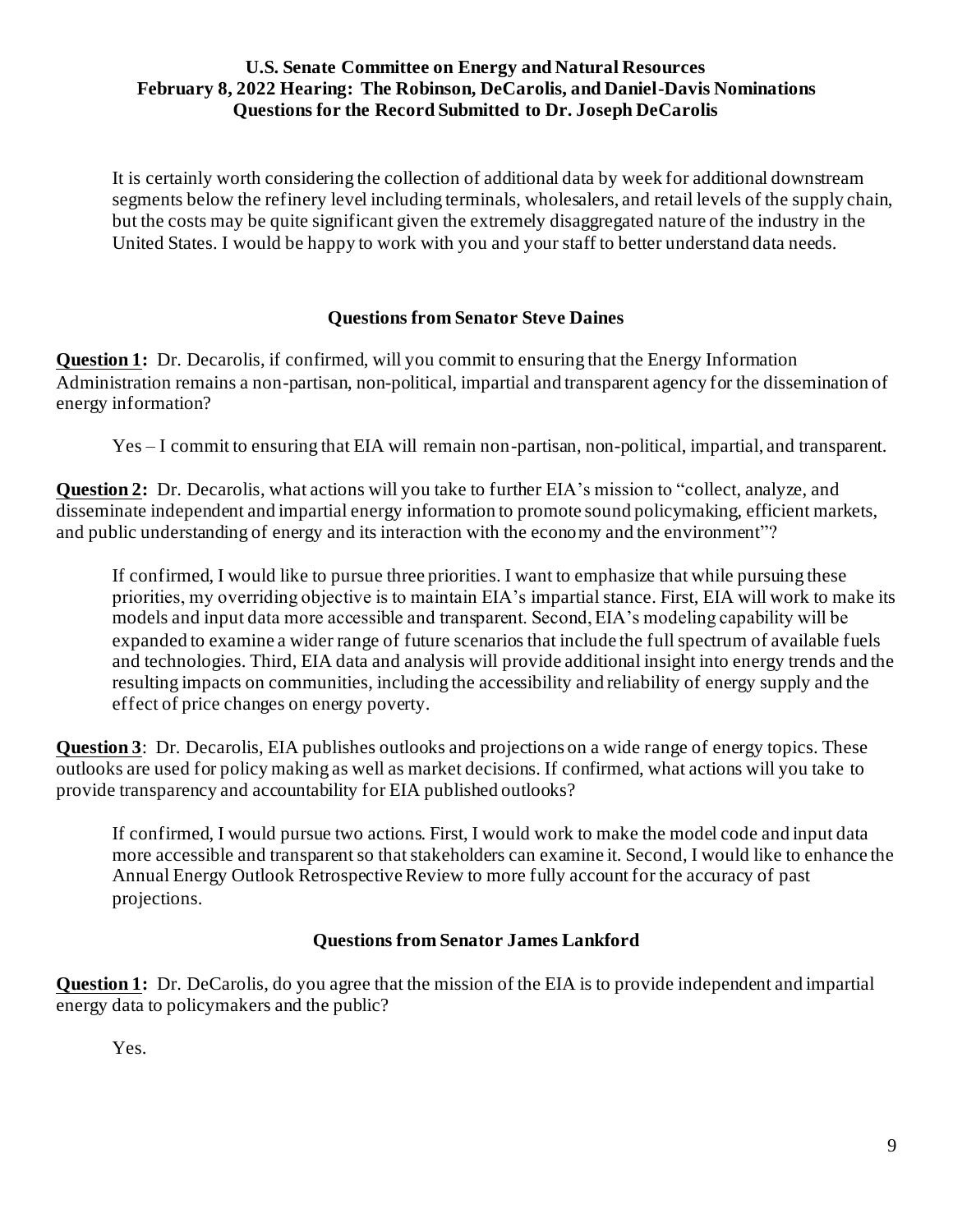It is certainly worth considering the collection of additional data by week for additional downstream segments below the refinery level including terminals, wholesalers, and retail levels of the supply chain, but the costs may be quite significant given the extremely disaggregated nature of the industry in the United States. I would be happy to work with you and your staff to better understand data needs.

### Questions from Senator Steve Daines

**Question 1:** Dr. Decarolis, if confirmed, will you commit to ensuring that the Energy Information Administration remains a non-partisan, non-political, impartial and transparent agency for the dissemination of energy information?

Yes – I commit to ensuring that EIA will remain non-partisan, non-political, impartial, and transparent.

**Question 2:** Dr. Decarolis, what actions will you take to further EIA's mission to "collect, analyze, and disseminate independent and impartial energy information to promote sound policymaking, efficient markets, and public understanding of energy and its interaction with the economy and the environment"?

If confirmed, I would like to pursue three priorities. I want to emphasize that while pursuing these priorities, my overriding objective is to maintain EIA's impartial stance. First, EIA will work to make its models and input data more accessible and transparent. Second, EIA's modeling capability will be expanded to examine a wider range of future scenarios that include the full spectrum of available fuels and technologies. Third, EIA data and analysis will provide additional insight into energy trends and the resulting impacts on communities, including the accessibility and reliability of energy supply and the effect of price changes on energy poverty.

**Question 3**: Dr. Decarolis, EIA publishes outlooks and projections on a wide range of energy topics. These outlooks are used for policy making as well as market decisions. If confirmed, what actions will you take to provide transparency and accountability for EIA published outlooks?

If confirmed, I would pursue two actions. First, I would work to make the model code and input data more accessible and transparent so that stakeholders can examine it. Second, I would like to enhance the Annual Energy Outlook Retrospective Review to more fully account for the accuracy of past projections.

### Questions from Senator James Lankford

**Question 1:** Dr. DeCarolis, do you agree that the mission of the EIA is to provide independent and impartial energy data to policymakers and the public?

Yes.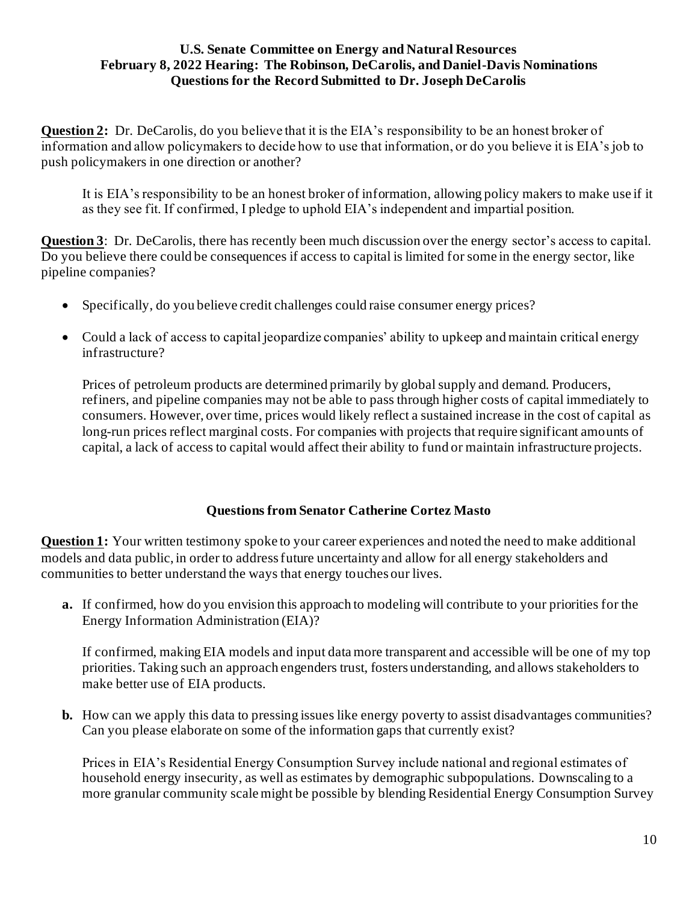**U.S. Senate Committee on Energy and Natural Resources**
**February 8, 2022 Hearing: The Robinson, DeCarolis, and Daniel-Davis Nominations**
**Questions for the Record Submitted to Dr. Joseph DeCarolis**

**Question 2:** Dr. DeCarolis, do you believe that it is the EIA's responsibility to be an honest broker of information and allow policymakers to decide how to use that information, or do you believe it is EIA's job to push policymakers in one direction or another?

It is EIA's responsibility to be an honest broker of information, allowing policy makers to make use if it as they see fit. If confirmed, I pledge to uphold EIA's independent and impartial position.

**Question 3**: Dr. DeCarolis, there has recently been much discussion over the energy sector's access to capital. Do you believe there could be consequences if access to capital is limited for some in the energy sector, like pipeline companies?

- Specifically, do you believe credit challenges could raise consumer energy prices?
- Could a lack of access to capital jeopardize companies' ability to upkeep and maintain critical energy infrastructure?

Prices of petroleum products are determined primarily by global supply and demand. Producers, refiners, and pipeline companies may not be able to pass through higher costs of capital immediately to consumers. However, over time, prices would likely reflect a sustained increase in the cost of capital as long-run prices reflect marginal costs. For companies with projects that require significant amounts of capital, a lack of access to capital would affect their ability to fund or maintain infrastructure projects.

### Questions from Senator Catherine Cortez Masto

**Question 1:** Your written testimony spoke to your career experiences and noted the need to make additional models and data public, in order to address future uncertainty and allow for all energy stakeholders and communities to better understand the ways that energy touches our lives.

**a.** If confirmed, how do you envision this approach to modeling will contribute to your priorities for the Energy Information Administration (EIA)?

If confirmed, making EIA models and input data more transparent and accessible will be one of my top priorities. Taking such an approach engenders trust, fosters understanding, and allows stakeholders to make better use of EIA products.

**b.** How can we apply this data to pressing issues like energy poverty to assist disadvantages communities? Can you please elaborate on some of the information gaps that currently exist?

Prices in EIA's Residential Energy Consumption Survey include national and regional estimates of household energy insecurity, as well as estimates by demographic subpopulations. Downscaling to a more granular community scale might be possible by blending Residential Energy Consumption Survey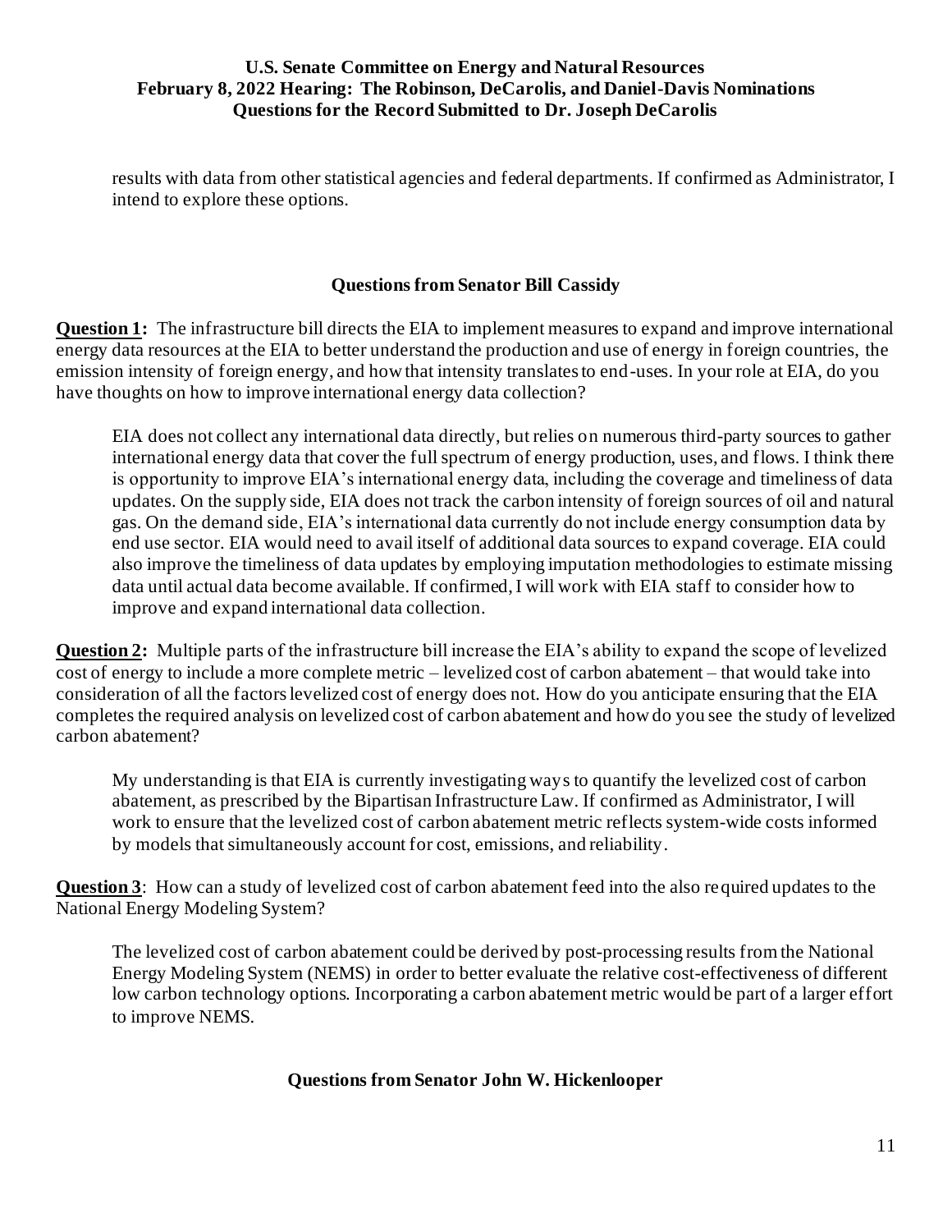results with data from other statistical agencies and federal departments. If confirmed as Administrator, I intend to explore these options.

### Questions from Senator Bill Cassidy

**Question 1:** The infrastructure bill directs the EIA to implement measures to expand and improve international energy data resources at the EIA to better understand the production and use of energy in foreign countries, the emission intensity of foreign energy, and how that intensity translates to end-uses. In your role at EIA, do you have thoughts on how to improve international energy data collection?

EIA does not collect any international data directly, but relies on numerous third-party sources to gather international energy data that cover the full spectrum of energy production, uses, and flows. I think there is opportunity to improve EIA's international energy data, including the coverage and timeliness of data updates. On the supply side, EIA does not track the carbon intensity of foreign sources of oil and natural gas. On the demand side, EIA's international data currently do not include energy consumption data by end use sector. EIA would need to avail itself of additional data sources to expand coverage. EIA could also improve the timeliness of data updates by employing imputation methodologies to estimate missing data until actual data become available. If confirmed, I will work with EIA staff to consider how to improve and expand international data collection.

**Question 2:** Multiple parts of the infrastructure bill increase the EIA's ability to expand the scope of levelized cost of energy to include a more complete metric – levelized cost of carbon abatement – that would take into consideration of all the factors levelized cost of energy does not. How do you anticipate ensuring that the EIA completes the required analysis on levelized cost of carbon abatement and how do you see the study of levelized carbon abatement?

My understanding is that EIA is currently investigating ways to quantify the levelized cost of carbon abatement, as prescribed by the Bipartisan Infrastructure Law. If confirmed as Administrator, I will work to ensure that the levelized cost of carbon abatement metric reflects system-wide costs informed by models that simultaneously account for cost, emissions, and reliability.

**Question 3**: How can a study of levelized cost of carbon abatement feed into the also required updates to the National Energy Modeling System?

The levelized cost of carbon abatement could be derived by post-processing results from the National Energy Modeling System (NEMS) in order to better evaluate the relative cost-effectiveness of different low carbon technology options. Incorporating a carbon abatement metric would be part of a larger effort to improve NEMS.

### Questions from Senator John W. Hickenlooper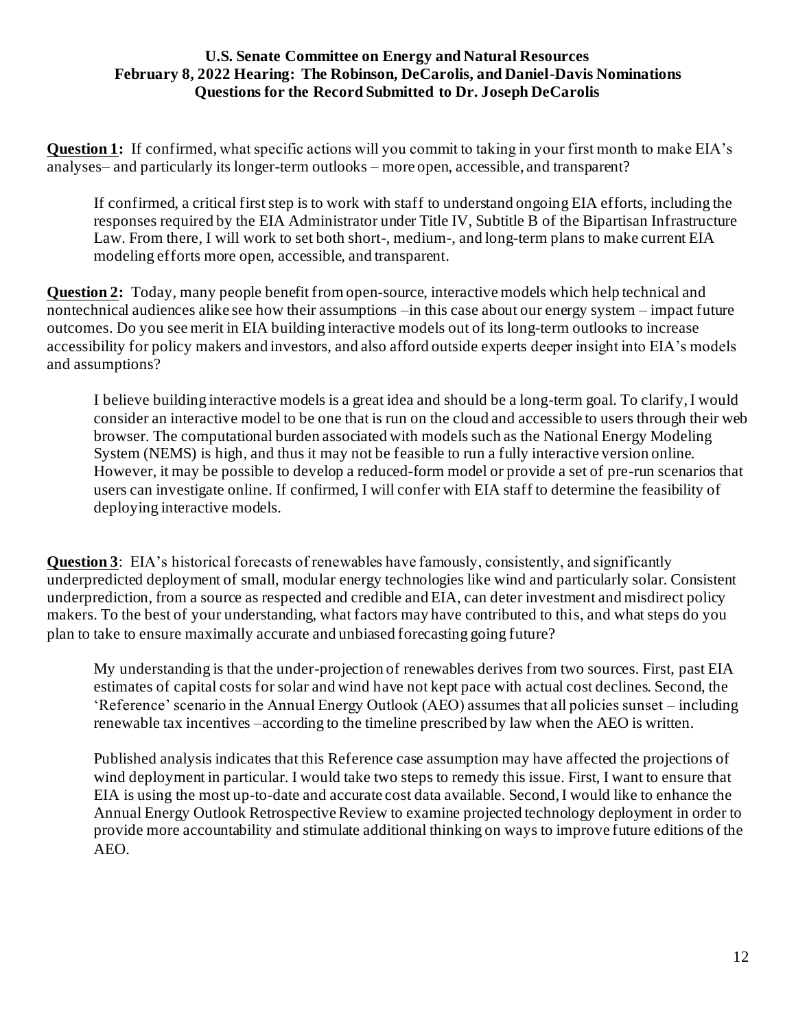**U.S. Senate Committee on Energy and Natural Resources**
**February 8, 2022 Hearing: The Robinson, DeCarolis, and Daniel-Davis Nominations**
**Questions for the Record Submitted to Dr. Joseph DeCarolis**

**Question 1:** If confirmed, what specific actions will you commit to taking in your first month to make EIA's analyses– and particularly its longer-term outlooks – more open, accessible, and transparent?

If confirmed, a critical first step is to work with staff to understand ongoing EIA efforts, including the responses required by the EIA Administrator under Title IV, Subtitle B of the Bipartisan Infrastructure Law. From there, I will work to set both short-, medium-, and long-term plans to make current EIA modeling efforts more open, accessible, and transparent.

**Question 2:** Today, many people benefit from open-source, interactive models which help technical and nontechnical audiences alike see how their assumptions –in this case about our energy system – impact future outcomes. Do you see merit in EIA building interactive models out of its long-term outlooks to increase accessibility for policy makers and investors, and also afford outside experts deeper insight into EIA's models and assumptions?

I believe building interactive models is a great idea and should be a long-term goal. To clarify, I would consider an interactive model to be one that is run on the cloud and accessible to users through their web browser. The computational burden associated with models such as the National Energy Modeling System (NEMS) is high, and thus it may not be feasible to run a fully interactive version online. However, it may be possible to develop a reduced-form model or provide a set of pre-run scenarios that users can investigate online. If confirmed, I will confer with EIA staff to determine the feasibility of deploying interactive models.

**Question 3**: EIA's historical forecasts of renewables have famously, consistently, and significantly underpredicted deployment of small, modular energy technologies like wind and particularly solar. Consistent underprediction, from a source as respected and credible and EIA, can deter investment and misdirect policy makers. To the best of your understanding, what factors may have contributed to this, and what steps do you plan to take to ensure maximally accurate and unbiased forecasting going future?

My understanding is that the under-projection of renewables derives from two sources. First, past EIA estimates of capital costs for solar and wind have not kept pace with actual cost declines. Second, the 'Reference' scenario in the Annual Energy Outlook (AEO) assumes that all policies sunset – including renewable tax incentives –according to the timeline prescribed by law when the AEO is written.

Published analysis indicates that this Reference case assumption may have affected the projections of wind deployment in particular. I would take two steps to remedy this issue. First, I want to ensure that EIA is using the most up-to-date and accurate cost data available. Second, I would like to enhance the Annual Energy Outlook Retrospective Review to examine projected technology deployment in order to provide more accountability and stimulate additional thinking on ways to improve future editions of the AEO.